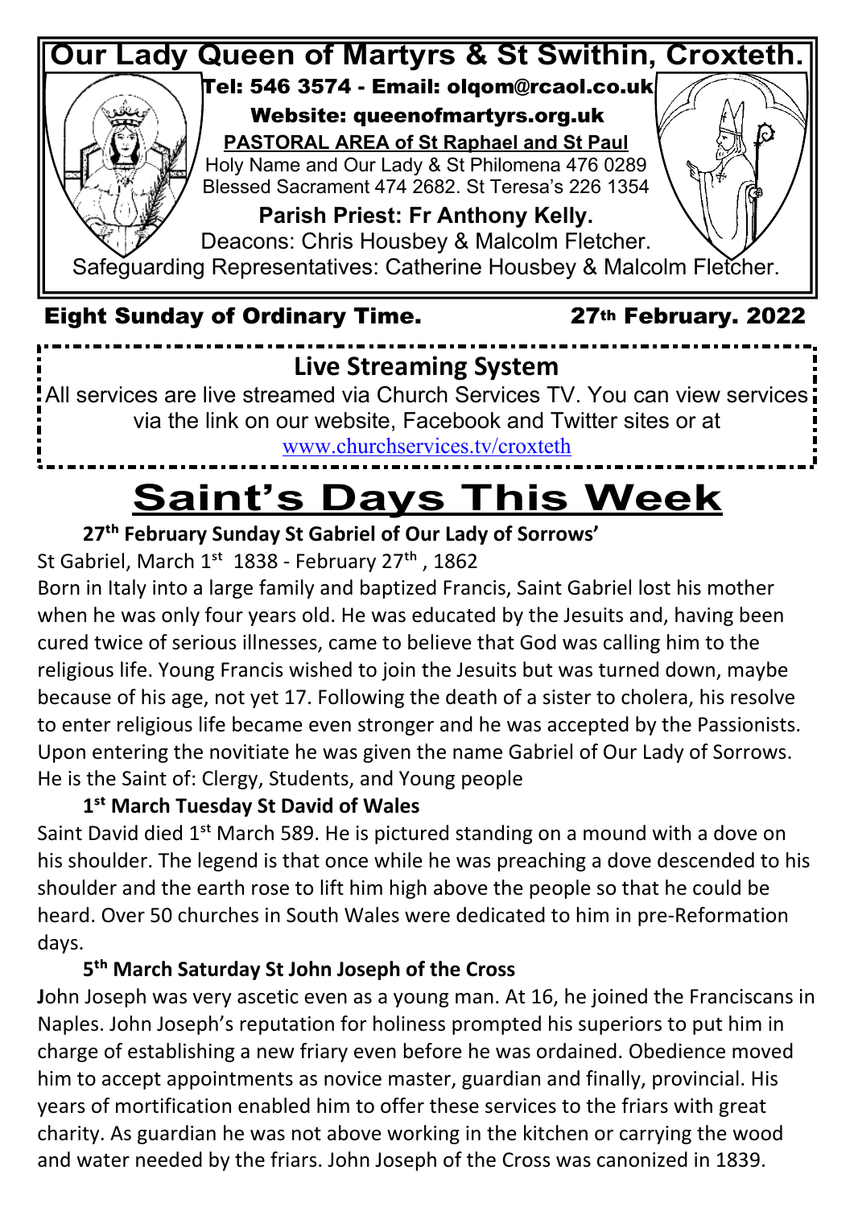# Our Lady Queen of Martyrs & St Swithin, Croxteth.

Tel: 546 3574 - Email: olqom@rcaol.co.uk

Website: queenofmartyrs.org.uk

**PASTORAL AREA of St Raphael and St Paul**

Holy Name and Our Lady & St Philomena 476 0289

Blessed Sacrament 474 2682. St Teresa's 226 1354

**Parish Priest: Fr Anthony Kelly.**

Deacons: Chris Housbey & Malcolm Fletcher.

Safeguarding Representatives: Catherine Housbey & Malcolm Fletcher.

**Eight Sunday of Ordinary Time. 27th February. 2022**

## Live Streaming System

All services are live streamed via Church Services TV. You can view services via the link on our website, Facebook and Twitter sites or at www.churchservices.tv/croxteth

# Saint's Days This Week

**27th February Sunday St Gabriel of Our Lady of Sorrows'**

St Gabriel, March 1st 1838 - February 27th , 1862

Born in Italy into a large family and baptized Francis, Saint Gabriel lost his mother when he was only four years old. He was educated by the Jesuits and, having been cured twice of serious illnesses, came to believe that God was calling him to the religious life. Young Francis wished to join the Jesuits but was turned down, maybe because of his age, not yet 17. Following the death of a sister to cholera, his resolve to enter religious life became even stronger and he was accepted by the Passionists. Upon entering the novitiate he was given the name Gabriel of Our Lady of Sorrows. He is the Saint of: Clergy, Students, and Young people

**1st March Tuesday St David of Wales**

Saint David died 1st March 589. He is pictured standing on a mound with a dove on his shoulder. The legend is that once while he was preaching a dove descended to his shoulder and the earth rose to lift him high above the people so that he could be heard. Over 50 churches in South Wales were dedicated to him in pre-Reformation days.

**5th March Saturday St John Joseph of the Cross**

**J**ohn Joseph was very ascetic even as a young man. At 16, he joined the Franciscans in Naples. John Joseph's reputation for holiness prompted his superiors to put him in charge of establishing a new friary even before he was ordained. Obedience moved him to accept appointments as novice master, guardian and finally, provincial. His years of mortification enabled him to offer these services to the friars with great charity. As guardian he was not above working in the kitchen or carrying the wood and water needed by the friars. John Joseph of the Cross was canonized in 1839.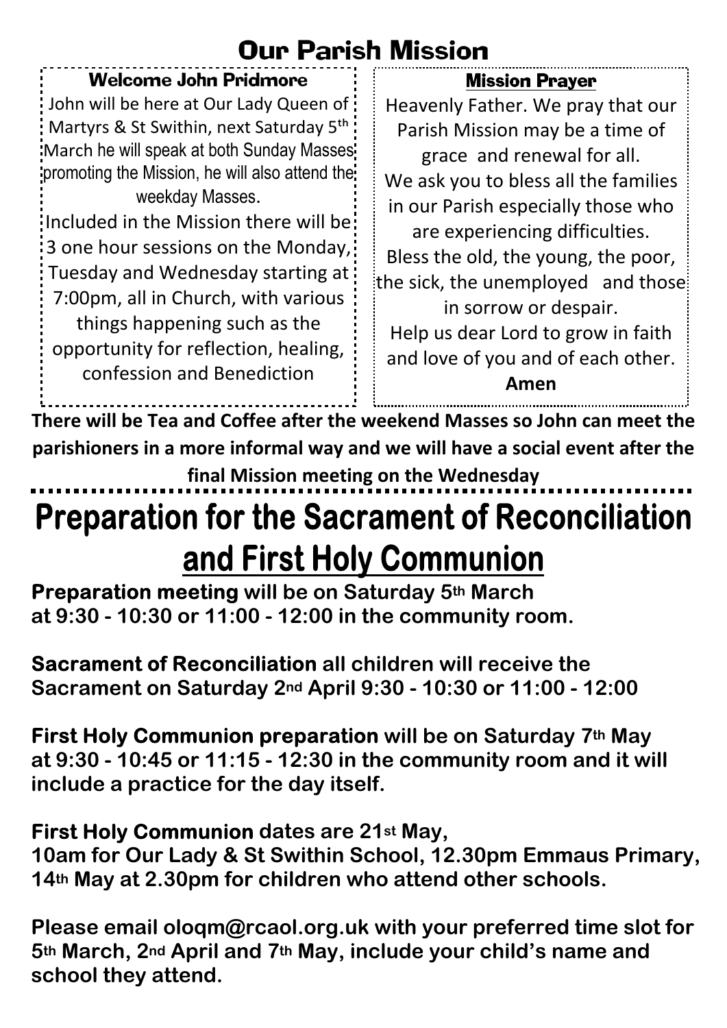# Our Parish Mission

### Welcome John Pridmore

John will be here at Our Lady Queen of Martyrs & St Swithin, next Saturday 5th March he will speak at both Sunday Masses promoting the Mission, he will also attend the weekday Masses.

Included in the Mission there will be 3 one hour sessions on the Monday, Tuesday and Wednesday starting at 7:00pm, all in Church, with various things happening such as the opportunity for reflection, healing, confession and Benediction

### Mission Prayer

Heavenly Father. We pray that our Parish Mission may be a time of grace and renewal for all.
We ask you to bless all the families in our Parish especially those who are experiencing difficulties.
Bless the old, the young, the poor, the sick, the unemployed and those in sorrow or despair.
Help us dear Lord to grow in faith and love of you and of each other.
**Amen**

**There will be Tea and Coffee after the weekend Masses so John can meet the parishioners in a more informal way and we will have a social event after the final Mission meeting on the Wednesday**

# Preparation for the Sacrament of Reconciliation and First Holy Communion

**Preparation meeting will be on Saturday 5th March at 9:30 - 10:30 or 11:00 - 12:00 in the community room.**

**Sacrament of Reconciliation all children will receive the Sacrament on Saturday 2nd April 9:30 - 10:30 or 11:00 - 12:00**

**First Holy Communion preparation will be on Saturday 7th May at 9:30 - 10:45 or 11:15 - 12:30 in the community room and it will include a practice for the day itself.**

**First Holy Communion dates are 21st May,**
**10am for Our Lady & St Swithin School, 12.30pm Emmaus Primary, 14th May at 2.30pm for children who attend other schools.**

**Please email oloqm@rcaol.org.uk with your preferred time slot for 5th March, 2nd April and 7th May, include your child's name and school they attend.**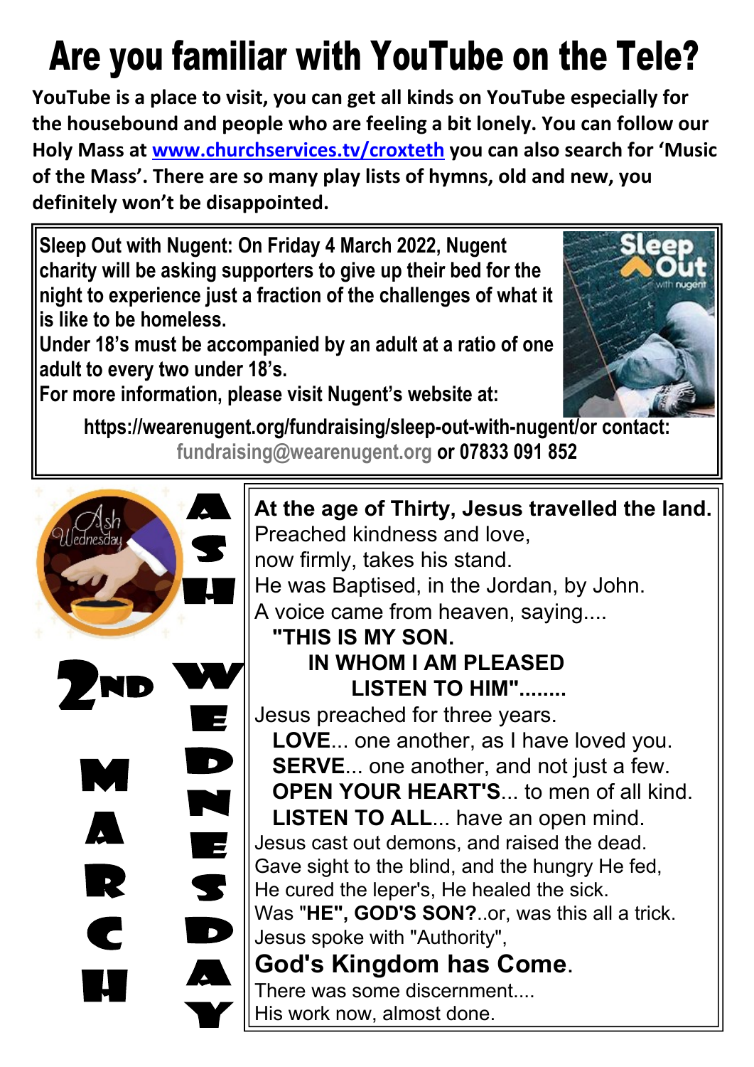# Are you familiar with YouTube on the Tele?

**YouTube is a place to visit, you can get all kinds on YouTube especially for the housebound and people who are feeling a bit lonely. You can follow our Holy Mass at www.churchservices.tv/croxteth you can also search for 'Music of the Mass'. There are so many play lists of hymns, old and new, you definitely won't be disappointed.**

**Sleep Out with Nugent: On Friday 4 March 2022, Nugent charity will be asking supporters to give up their bed for the night to experience just a fraction of the challenges of what it is like to be homeless.**

**Under 18's must be accompanied by an adult at a ratio of one adult to every two under 18's.**

**For more information, please visit Nugent's website at:**

**https://wearenugent.org/fundraising/sleep-out-with-nugent/or contact: fundraising@wearenugent.org or 07833 091 852**

ASH WEDNESDAY

2ND MARCH

**At the age of Thirty, Jesus travelled the land.**
Preached kindness and love,
now firmly, takes his stand.
He was Baptised, in the Jordan, by John.
A voice came from heaven, saying....
**"THIS IS MY SON.**
**IN WHOM I AM PLEASED**
**LISTEN TO HIM"........**
Jesus preached for three years.
**LOVE**... one another, as I have loved you.
**SERVE**... one another, and not just a few.
**OPEN YOUR HEART'S**... to men of all kind.
**LISTEN TO ALL**... have an open mind.
Jesus cast out demons, and raised the dead.
Gave sight to the blind, and the hungry He fed,
He cured the leper's, He healed the sick.
Was **"HE", GOD'S SON?**..or, was this all a trick.
Jesus spoke with "Authority",
**God's Kingdom has Come**.
There was some discernment....
His work now, almost done.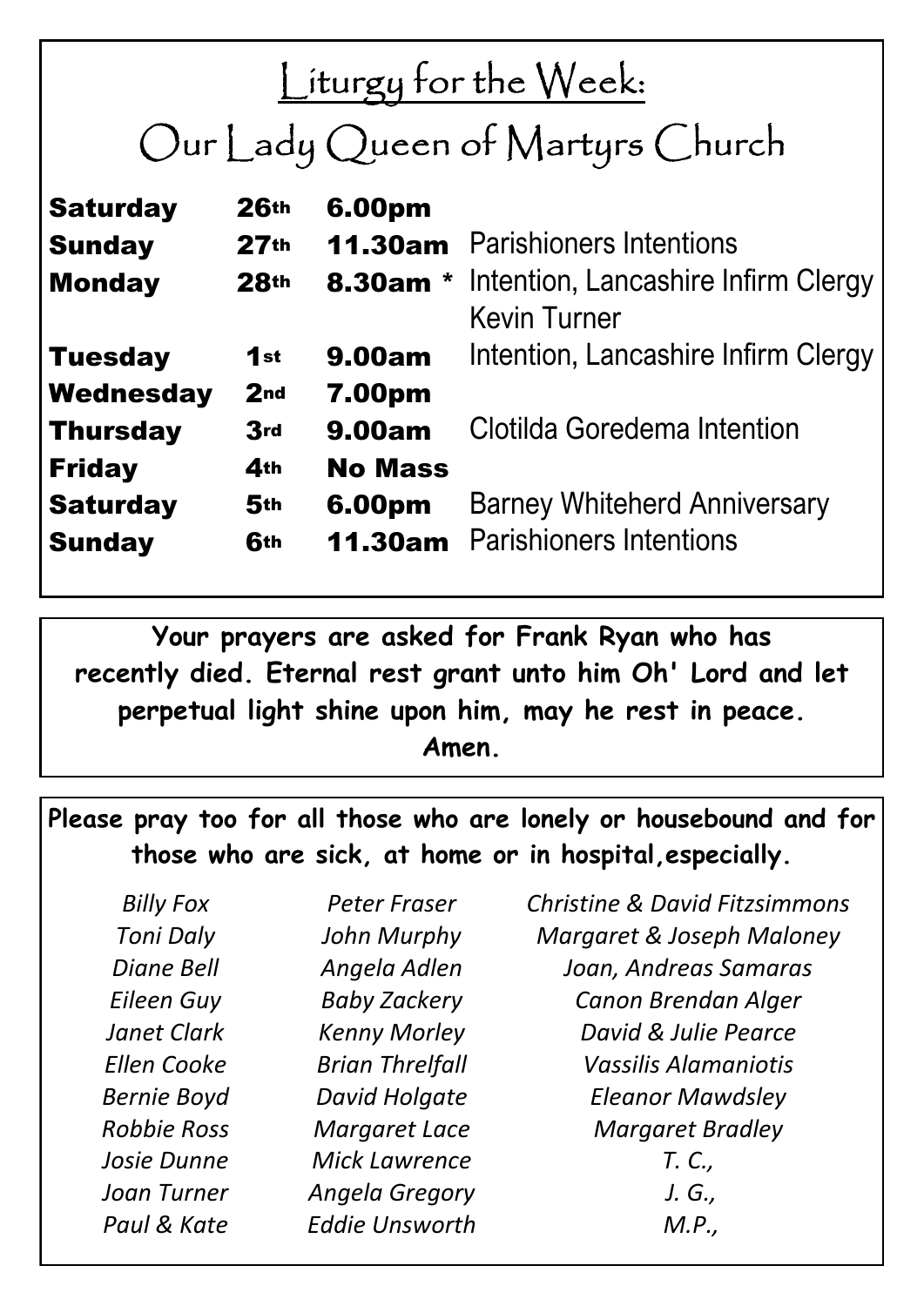# Liturgy for the Week:
# Our Lady Queen of Martyrs Church

| | | | |
|---|---|---|---|
| **Saturday** | **26th** | **6.00pm** | |
| **Sunday** | **27th** | **11.30am** | Parishioners Intentions |
| **Monday** | **28th** | **8.30am *** | Intention, Lancashire Infirm Clergy<br>Kevin Turner |
| **Tuesday** | **1st** | **9.00am** | Intention, Lancashire Infirm Clergy |
| **Wednesday** | **2nd** | **7.00pm** | |
| **Thursday** | **3rd** | **9.00am** | Clotilda Goredema Intention |
| **Friday** | **4th** | **No Mass** | |
| **Saturday** | **5th** | **6.00pm** | Barney Whiteherd Anniversary |
| **Sunday** | **6th** | **11.30am** | Parishioners Intentions |

**Your prayers are asked for Frank Ryan who has recently died. Eternal rest grant unto him Oh' Lord and let perpetual light shine upon him, may he rest in peace. Amen.**

**Please pray too for all those who are lonely or housebound and for those who are sick, at home or in hospital,especially.**

| | | |
|---|---|---|
| *Billy Fox* | *Peter Fraser* | *Christine & David Fitzsimmons* |
| *Toni Daly* | *John Murphy* | *Margaret & Joseph Maloney* |
| *Diane Bell* | *Angela Adlen* | *Joan, Andreas Samaras* |
| *Eileen Guy* | *Baby Zackery* | *Canon Brendan Alger* |
| *Janet Clark* | *Kenny Morley* | *David & Julie Pearce* |
| *Ellen Cooke* | *Brian Threlfall* | *Vassilis Alamaniotis* |
| *Bernie Boyd* | *David Holgate* | *Eleanor Mawdsley* |
| *Robbie Ross* | *Margaret Lace* | *Margaret Bradley* |
| *Josie Dunne* | *Mick Lawrence* | *T. C.,* |
| *Joan Turner* | *Angela Gregory* | *J. G.,* |
| *Paul & Kate* | *Eddie Unsworth* | *M.P.,* |